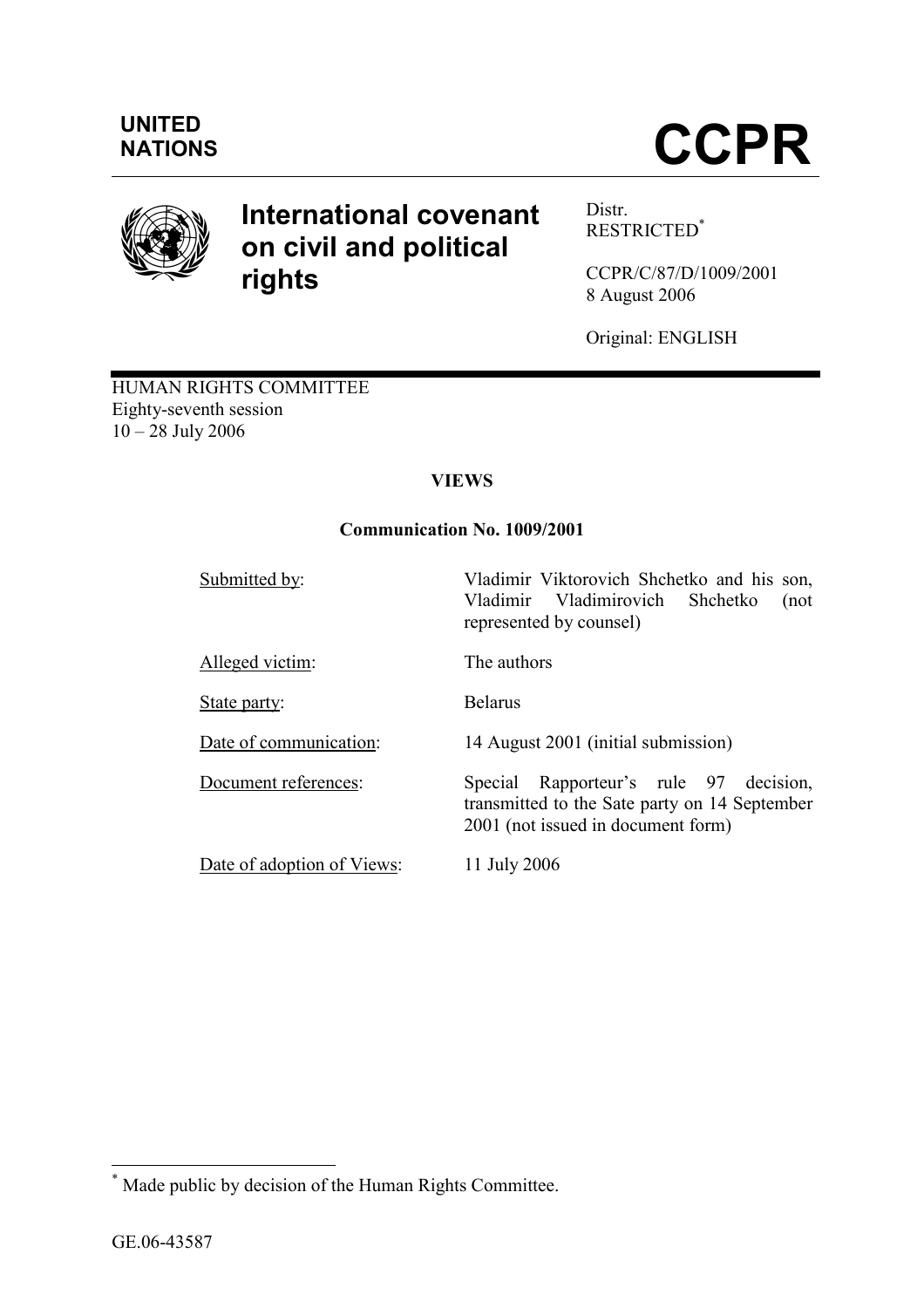**UNITED NATIONS**

# CCPR

## International covenant on civil and political rights

Distr.
RESTRICTED[*]

CCPR/C/87/D/1009/2001
8 August 2006

Original: ENGLISH

HUMAN RIGHTS COMMITTEE
Eighty-seventh session
10 – 28 July 2006

**VIEWS**

**Communication No. 1009/2001**

| | |
|---|---|
| Submitted by: | Vladimir Viktorovich Shchetko and his son, Vladimir Vladimirovich Shchetko (not represented by counsel) |
| Alleged victim: | The authors |
| State party: | Belarus |
| Date of communication: | 14 August 2001 (initial submission) |
| Document references: | Special Rapporteur's rule 97 decision, transmitted to the Sate party on 14 September 2001 (not issued in document form) |
| Date of adoption of Views: | 11 July 2006 |

[*] Made public by decision of the Human Rights Committee.

GE.06-43587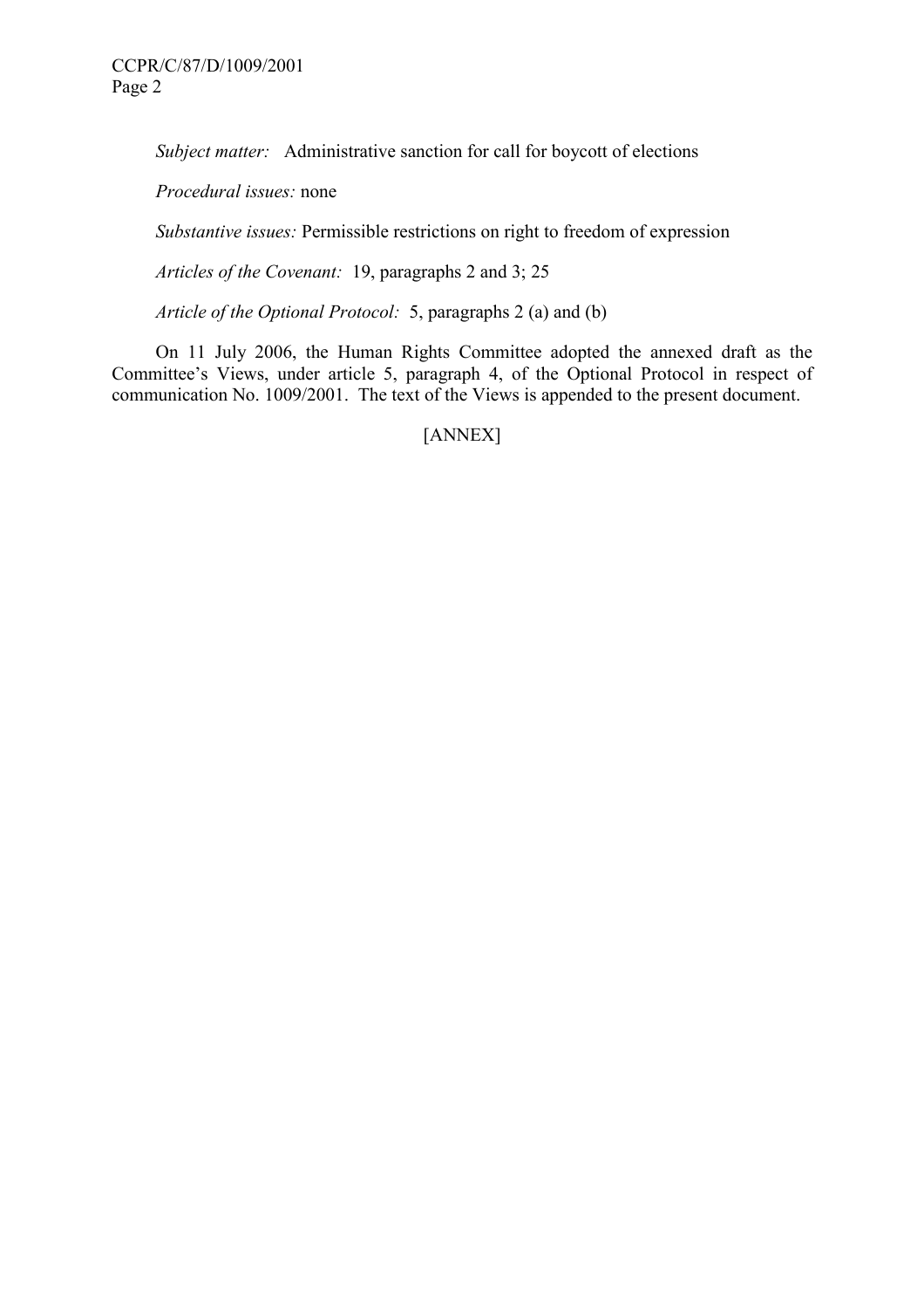*Subject matter:* Administrative sanction for call for boycott of elections

*Procedural issues:* none

*Substantive issues:* Permissible restrictions on right to freedom of expression

*Articles of the Covenant:* 19, paragraphs 2 and 3; 25

*Article of the Optional Protocol:* 5, paragraphs 2 (a) and (b)

On 11 July 2006, the Human Rights Committee adopted the annexed draft as the Committee's Views, under article 5, paragraph 4, of the Optional Protocol in respect of communication No. 1009/2001. The text of the Views is appended to the present document.

[ANNEX]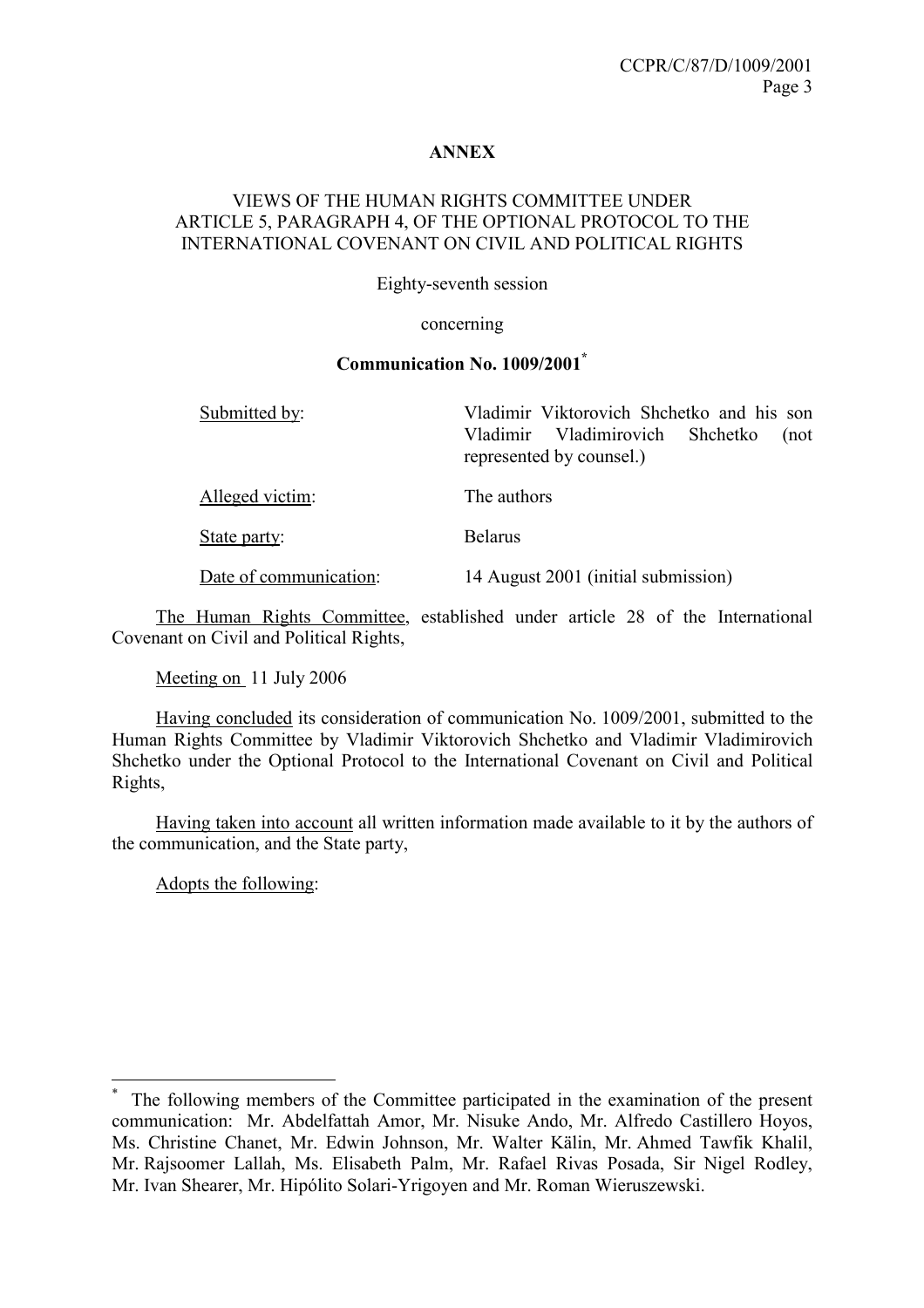**ANNEX**

VIEWS OF THE HUMAN RIGHTS COMMITTEE UNDER ARTICLE 5, PARAGRAPH 4, OF THE OPTIONAL PROTOCOL TO THE INTERNATIONAL COVENANT ON CIVIL AND POLITICAL RIGHTS

Eighty-seventh session

concerning

**Communication No. 1009/2001**[*]

| | |
|---|---|
| Submitted by: | Vladimir Viktorovich Shchetko and his son Vladimir Vladimirovich Shchetko (not represented by counsel.) |
| Alleged victim: | The authors |
| State party: | Belarus |
| Date of communication: | 14 August 2001 (initial submission) |

The Human Rights Committee, established under article 28 of the International Covenant on Civil and Political Rights,

Meeting on 11 July 2006

Having concluded its consideration of communication No. 1009/2001, submitted to the Human Rights Committee by Vladimir Viktorovich Shchetko and Vladimir Vladimirovich Shchetko under the Optional Protocol to the International Covenant on Civil and Political Rights,

Having taken into account all written information made available to it by the authors of the communication, and the State party,

Adopts the following:

[*] The following members of the Committee participated in the examination of the present communication: Mr. Abdelfattah Amor, Mr. Nisuke Ando, Mr. Alfredo Castillero Hoyos, Ms. Christine Chanet, Mr. Edwin Johnson, Mr. Walter Kälin, Mr. Ahmed Tawfik Khalil, Mr. Rajsoomer Lallah, Ms. Elisabeth Palm, Mr. Rafael Rivas Posada, Sir Nigel Rodley, Mr. Ivan Shearer, Mr. Hipólito Solari-Yrigoyen and Mr. Roman Wieruszewski.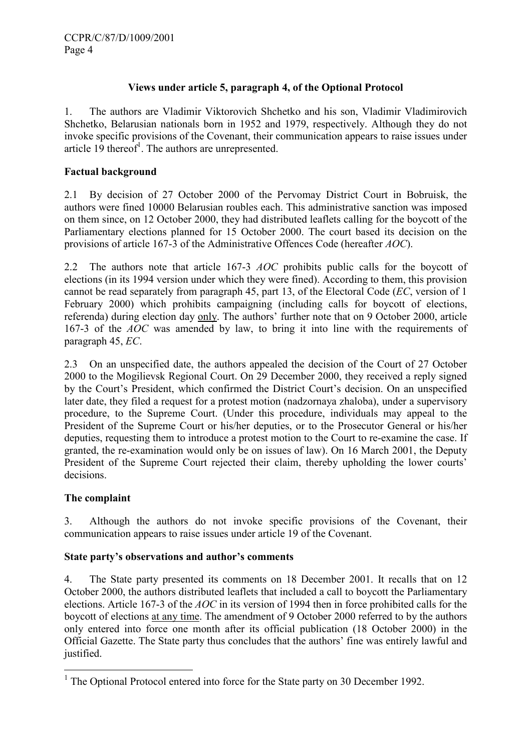**Views under article 5, paragraph 4, of the Optional Protocol**

1. The authors are Vladimir Viktorovich Shchetko and his son, Vladimir Vladimirovich Shchetko, Belarusian nationals born in 1952 and 1979, respectively. Although they do not invoke specific provisions of the Covenant, their communication appears to raise issues under article 19 thereof[1]. The authors are unrepresented.

**Factual background**

2.1 By decision of 27 October 2000 of the Pervomay District Court in Bobruisk, the authors were fined 10000 Belarusian roubles each. This administrative sanction was imposed on them since, on 12 October 2000, they had distributed leaflets calling for the boycott of the Parliamentary elections planned for 15 October 2000. The court based its decision on the provisions of article 167-3 of the Administrative Offences Code (hereafter *AOC*).

2.2 The authors note that article 167-3 *AOC* prohibits public calls for the boycott of elections (in its 1994 version under which they were fined). According to them, this provision cannot be read separately from paragraph 45, part 13, of the Electoral Code (*EC*, version of 1 February 2000) which prohibits campaigning (including calls for boycott of elections, referenda) during election day only. The authors' further note that on 9 October 2000, article 167-3 of the *AOC* was amended by law, to bring it into line with the requirements of paragraph 45, *EC*.

2.3 On an unspecified date, the authors appealed the decision of the Court of 27 October 2000 to the Mogilievsk Regional Court. On 29 December 2000, they received a reply signed by the Court's President, which confirmed the District Court's decision. On an unspecified later date, they filed a request for a protest motion (nadzornaya zhaloba), under a supervisory procedure, to the Supreme Court. (Under this procedure, individuals may appeal to the President of the Supreme Court or his/her deputies, or to the Prosecutor General or his/her deputies, requesting them to introduce a protest motion to the Court to re-examine the case. If granted, the re-examination would only be on issues of law). On 16 March 2001, the Deputy President of the Supreme Court rejected their claim, thereby upholding the lower courts' decisions.

**The complaint**

3. Although the authors do not invoke specific provisions of the Covenant, their communication appears to raise issues under article 19 of the Covenant.

**State party's observations and author's comments**

4. The State party presented its comments on 18 December 2001. It recalls that on 12 October 2000, the authors distributed leaflets that included a call to boycott the Parliamentary elections. Article 167-3 of the *AOC* in its version of 1994 then in force prohibited calls for the boycott of elections at any time. The amendment of 9 October 2000 referred to by the authors only entered into force one month after its official publication (18 October 2000) in the Official Gazette. The State party thus concludes that the authors' fine was entirely lawful and justified.

---

[1] The Optional Protocol entered into force for the State party on 30 December 1992.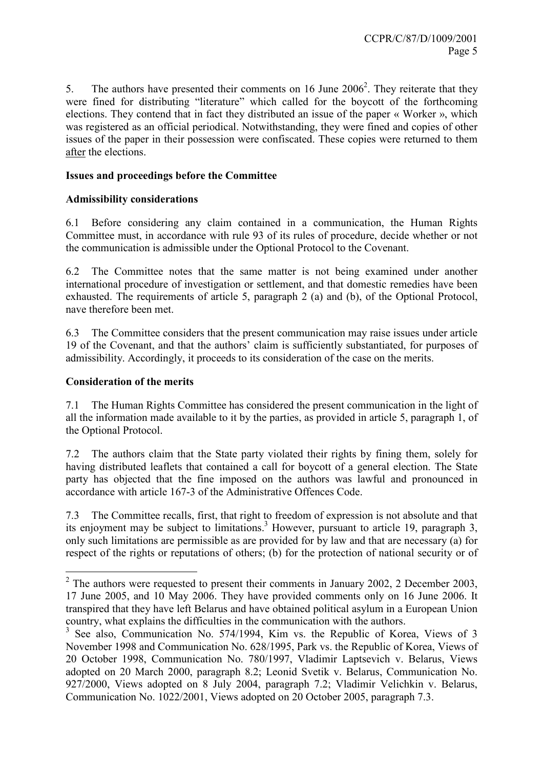5. The authors have presented their comments on 16 June 2006[2]. They reiterate that they were fined for distributing "literature" which called for the boycott of the forthcoming elections. They contend that in fact they distributed an issue of the paper « Worker », which was registered as an official periodical. Notwithstanding, they were fined and copies of other issues of the paper in their possession were confiscated. These copies were returned to them after the elections.

**Issues and proceedings before the Committee**

**Admissibility considerations**

6.1 Before considering any claim contained in a communication, the Human Rights Committee must, in accordance with rule 93 of its rules of procedure, decide whether or not the communication is admissible under the Optional Protocol to the Covenant.

6.2 The Committee notes that the same matter is not being examined under another international procedure of investigation or settlement, and that domestic remedies have been exhausted. The requirements of article 5, paragraph 2 (a) and (b), of the Optional Protocol, nave therefore been met.

6.3 The Committee considers that the present communication may raise issues under article 19 of the Covenant, and that the authors' claim is sufficiently substantiated, for purposes of admissibility. Accordingly, it proceeds to its consideration of the case on the merits.

**Consideration of the merits**

7.1 The Human Rights Committee has considered the present communication in the light of all the information made available to it by the parties, as provided in article 5, paragraph 1, of the Optional Protocol.

7.2 The authors claim that the State party violated their rights by fining them, solely for having distributed leaflets that contained a call for boycott of a general election. The State party has objected that the fine imposed on the authors was lawful and pronounced in accordance with article 167-3 of the Administrative Offences Code.

7.3 The Committee recalls, first, that right to freedom of expression is not absolute and that its enjoyment may be subject to limitations.[3] However, pursuant to article 19, paragraph 3, only such limitations are permissible as are provided for by law and that are necessary (a) for respect of the rights or reputations of others; (b) for the protection of national security or of

---

[2] The authors were requested to present their comments in January 2002, 2 December 2003, 17 June 2005, and 10 May 2006. They have provided comments only on 16 June 2006. It transpired that they have left Belarus and have obtained political asylum in a European Union country, what explains the difficulties in the communication with the authors.

[3] See also, Communication No. 574/1994, Kim vs. the Republic of Korea, Views of 3 November 1998 and Communication No. 628/1995, Park vs. the Republic of Korea, Views of 20 October 1998, Communication No. 780/1997, Vladimir Laptsevich v. Belarus, Views adopted on 20 March 2000, paragraph 8.2; Leonid Svetik v. Belarus, Communication No. 927/2000, Views adopted on 8 July 2004, paragraph 7.2; Vladimir Velichkin v. Belarus, Communication No. 1022/2001, Views adopted on 20 October 2005, paragraph 7.3.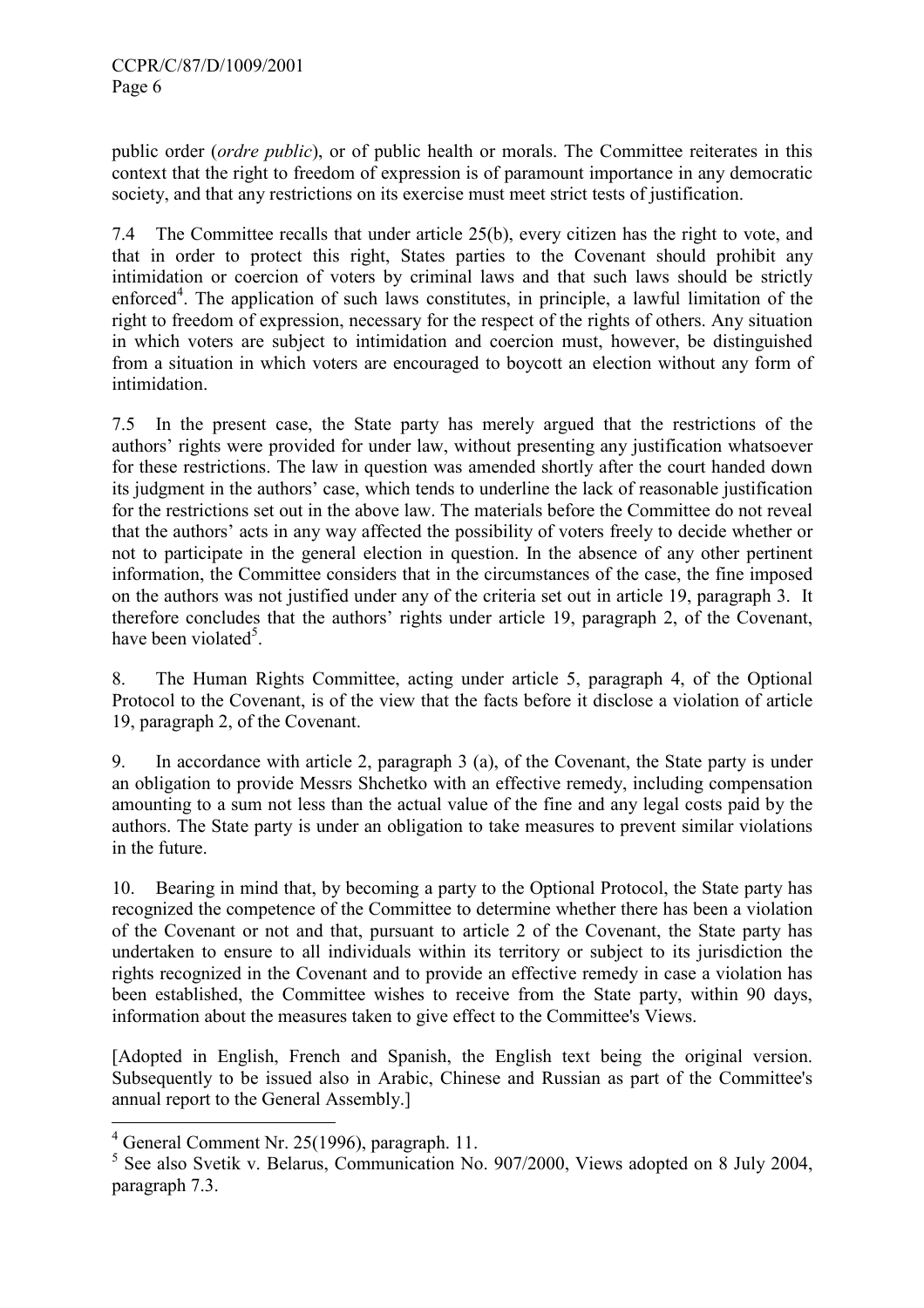public order (*ordre public*), or of public health or morals. The Committee reiterates in this context that the right to freedom of expression is of paramount importance in any democratic society, and that any restrictions on its exercise must meet strict tests of justification.

7.4 The Committee recalls that under article 25(b), every citizen has the right to vote, and that in order to protect this right, States parties to the Covenant should prohibit any intimidation or coercion of voters by criminal laws and that such laws should be strictly enforced[4]. The application of such laws constitutes, in principle, a lawful limitation of the right to freedom of expression, necessary for the respect of the rights of others. Any situation in which voters are subject to intimidation and coercion must, however, be distinguished from a situation in which voters are encouraged to boycott an election without any form of intimidation.

7.5 In the present case, the State party has merely argued that the restrictions of the authors' rights were provided for under law, without presenting any justification whatsoever for these restrictions. The law in question was amended shortly after the court handed down its judgment in the authors' case, which tends to underline the lack of reasonable justification for the restrictions set out in the above law. The materials before the Committee do not reveal that the authors' acts in any way affected the possibility of voters freely to decide whether or not to participate in the general election in question. In the absence of any other pertinent information, the Committee considers that in the circumstances of the case, the fine imposed on the authors was not justified under any of the criteria set out in article 19, paragraph 3. It therefore concludes that the authors' rights under article 19, paragraph 2, of the Covenant, have been violated[5].

8. The Human Rights Committee, acting under article 5, paragraph 4, of the Optional Protocol to the Covenant, is of the view that the facts before it disclose a violation of article 19, paragraph 2, of the Covenant.

9. In accordance with article 2, paragraph 3 (a), of the Covenant, the State party is under an obligation to provide Messrs Shchetko with an effective remedy, including compensation amounting to a sum not less than the actual value of the fine and any legal costs paid by the authors. The State party is under an obligation to take measures to prevent similar violations in the future.

10. Bearing in mind that, by becoming a party to the Optional Protocol, the State party has recognized the competence of the Committee to determine whether there has been a violation of the Covenant or not and that, pursuant to article 2 of the Covenant, the State party has undertaken to ensure to all individuals within its territory or subject to its jurisdiction the rights recognized in the Covenant and to provide an effective remedy in case a violation has been established, the Committee wishes to receive from the State party, within 90 days, information about the measures taken to give effect to the Committee's Views.

[Adopted in English, French and Spanish, the English text being the original version. Subsequently to be issued also in Arabic, Chinese and Russian as part of the Committee's annual report to the General Assembly.]

---

[4] General Comment Nr. 25(1996), paragraph. 11.

[5] See also Svetik v. Belarus, Communication No. 907/2000, Views adopted on 8 July 2004, paragraph 7.3.